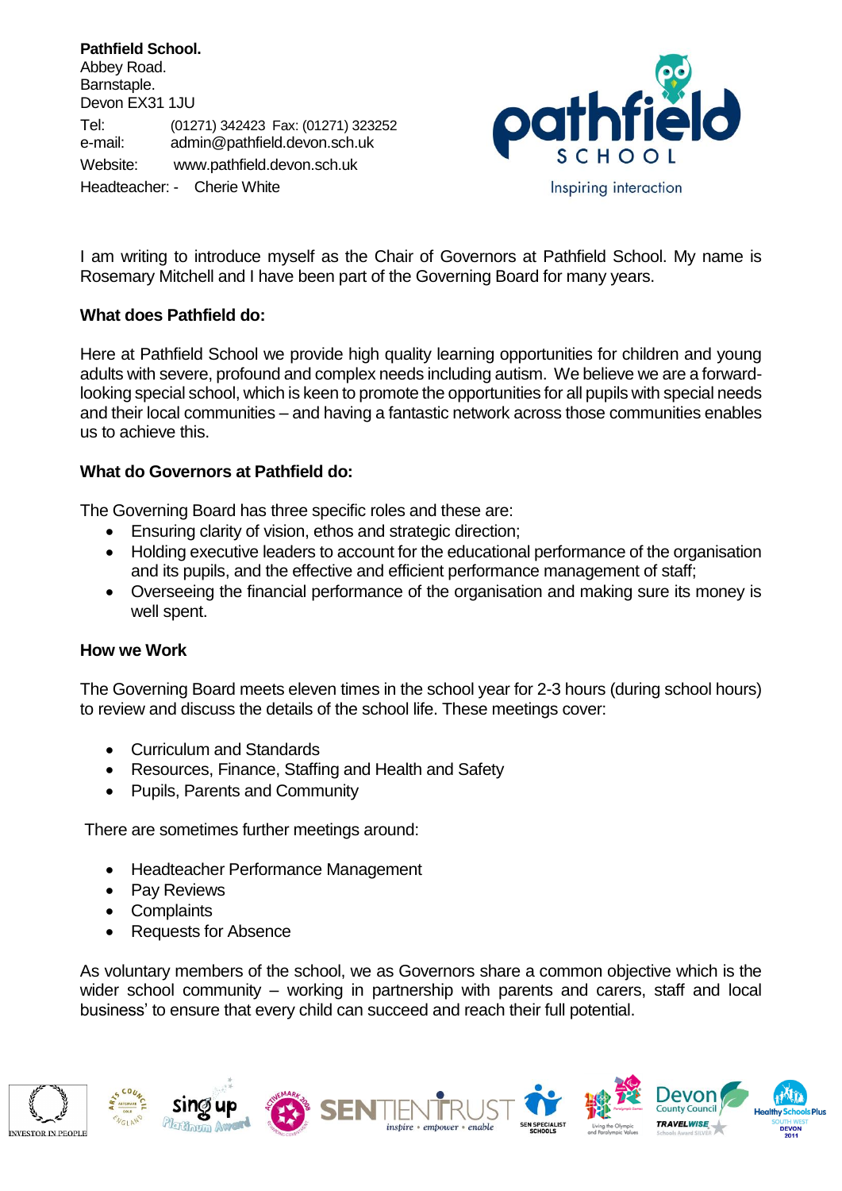**Pathfield School.**
Abbey Road.
Barnstaple.
Devon EX31 1JU

Tel: (01271) 342423 Fax: (01271) 323252
e-mail: admin@pathfield.devon.sch.uk
Website: www.pathfield.devon.sch.uk
Headteacher: - Cherie White

pathfield SCHOOL
Inspiring interaction

I am writing to introduce myself as the Chair of Governors at Pathfield School. My name is Rosemary Mitchell and I have been part of the Governing Board for many years.

**What does Pathfield do:**

Here at Pathfield School we provide high quality learning opportunities for children and young adults with severe, profound and complex needs including autism. We believe we are a forward-looking special school, which is keen to promote the opportunities for all pupils with special needs and their local communities – and having a fantastic network across those communities enables us to achieve this.

**What do Governors at Pathfield do:**

The Governing Board has three specific roles and these are:

- Ensuring clarity of vision, ethos and strategic direction;
- Holding executive leaders to account for the educational performance of the organisation and its pupils, and the effective and efficient performance management of staff;
- Overseeing the financial performance of the organisation and making sure its money is well spent.

**How we Work**

The Governing Board meets eleven times in the school year for 2-3 hours (during school hours) to review and discuss the details of the school life. These meetings cover:

- Curriculum and Standards
- Resources, Finance, Staffing and Health and Safety
- Pupils, Parents and Community

There are sometimes further meetings around:

- Headteacher Performance Management
- Pay Reviews
- Complaints
- Requests for Absence

As voluntary members of the school, we as Governors share a common objective which is the wider school community – working in partnership with parents and carers, staff and local business' to ensure that every child can succeed and reach their full potential.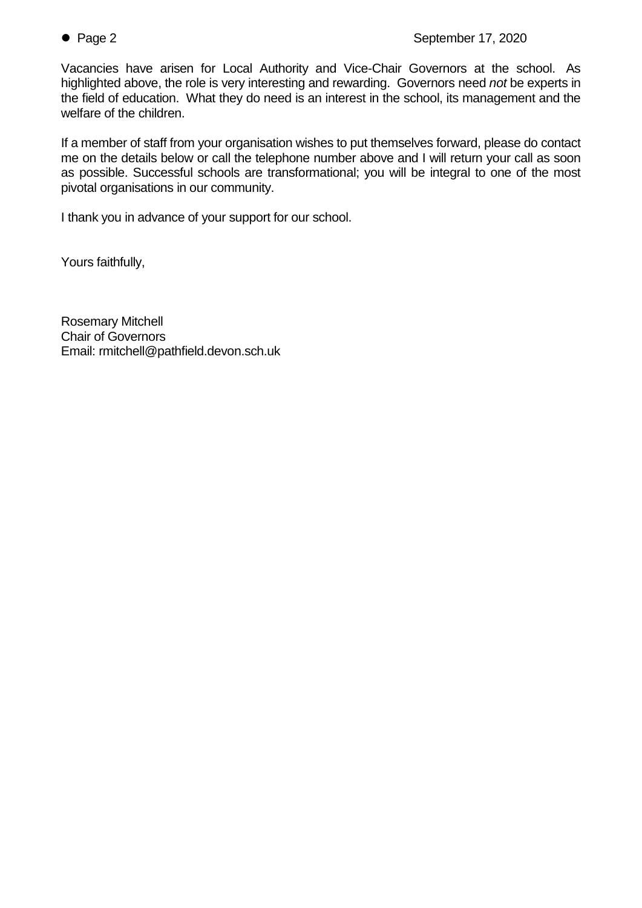Vacancies have arisen for Local Authority and Vice-Chair Governors at the school. As highlighted above, the role is very interesting and rewarding. Governors need *not* be experts in the field of education. What they do need is an interest in the school, its management and the welfare of the children.

If a member of staff from your organisation wishes to put themselves forward, please do contact me on the details below or call the telephone number above and I will return your call as soon as possible. Successful schools are transformational; you will be integral to one of the most pivotal organisations in our community.

I thank you in advance of your support for our school.

Yours faithfully,

Rosemary Mitchell
Chair of Governors
Email: rmitchell@pathfield.devon.sch.uk